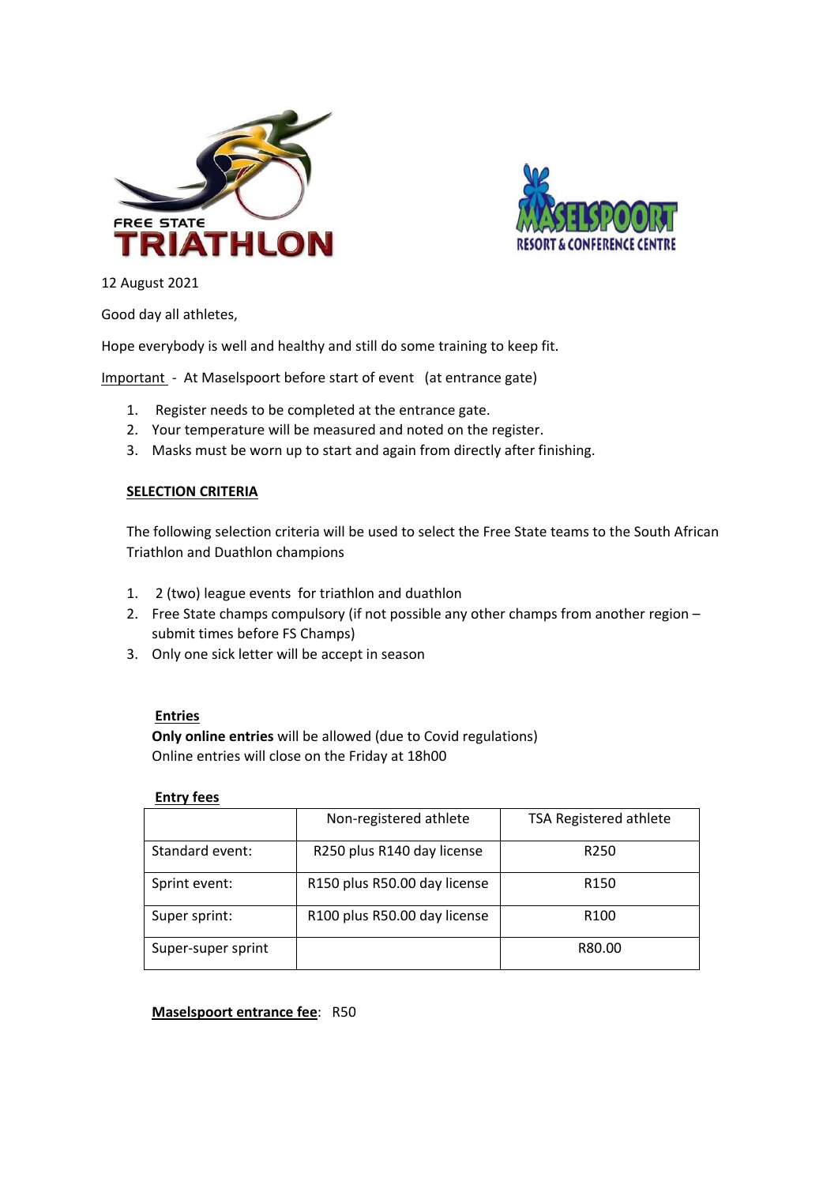FREE STATE TRIATHLON

MASELSPOORT RESORT & CONFERENCE CENTRE

12 August 2021

Good day all athletes,

Hope everybody is well and healthy and still do some training to keep fit.

Important - At Maselspoort before start of event (at entrance gate)

1. Register needs to be completed at the entrance gate.
2. Your temperature will be measured and noted on the register.
3. Masks must be worn up to start and again from directly after finishing.

**SELECTION CRITERIA**

The following selection criteria will be used to select the Free State teams to the South African Triathlon and Duathlon champions

1. 2 (two) league events for triathlon and duathlon
2. Free State champs compulsory (if not possible any other champs from another region – submit times before FS Champs)
3. Only one sick letter will be accept in season

**Entries**

**Only online entries** will be allowed (due to Covid regulations)
Online entries will close on the Friday at 18h00

**Entry fees**

| | Non-registered athlete | TSA Registered athlete |
|---|---|---|
| Standard event: | R250 plus R140 day license | R250 |
| Sprint event: | R150 plus R50.00 day license | R150 |
| Super sprint: | R100 plus R50.00 day license | R100 |
| Super-super sprint | | R80.00 |

**Maselspoort entrance fee**: R50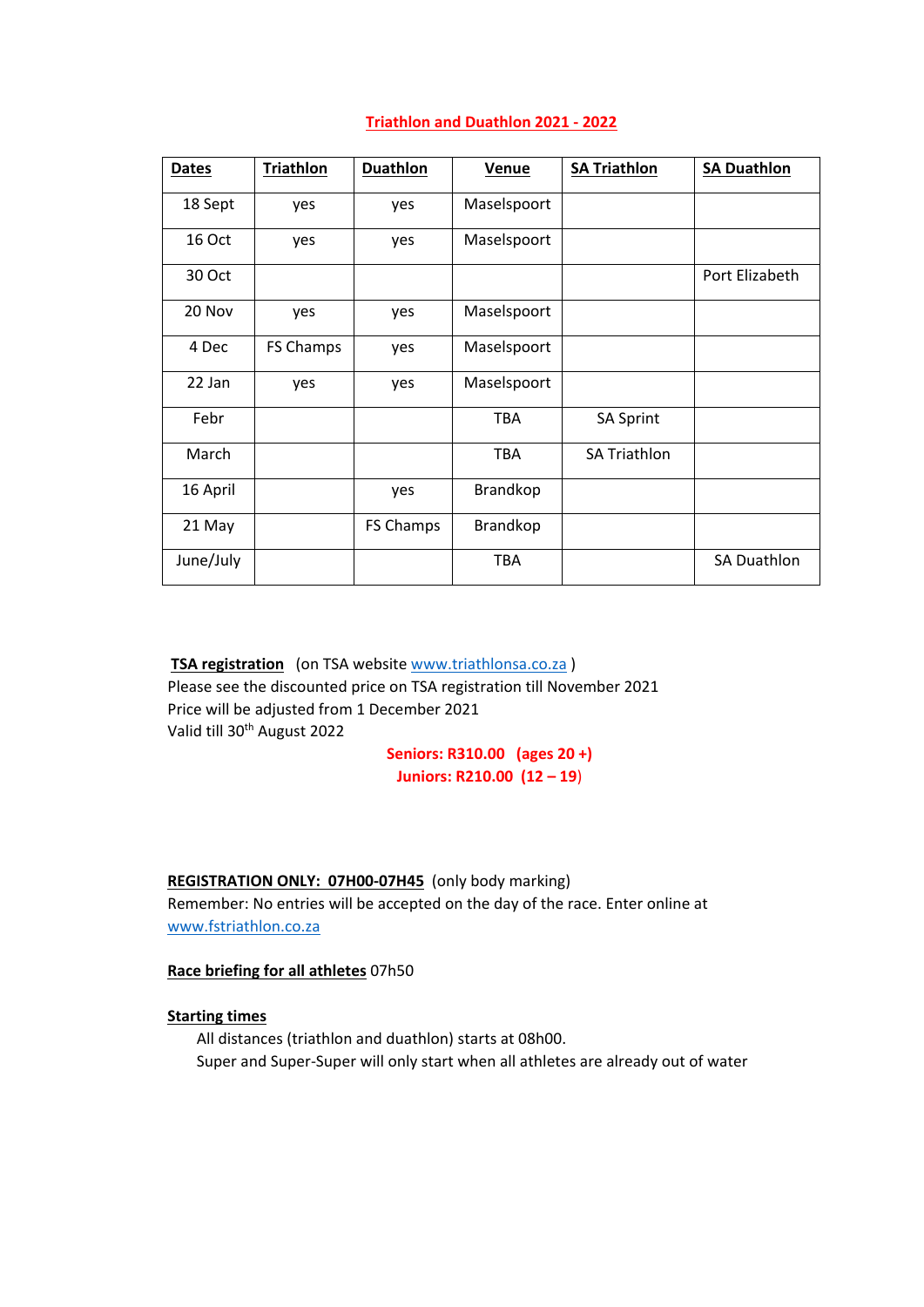**Triathlon and Duathlon 2021 - 2022**

| **Dates** | **Triathlon** | **Duathlon** | **Venue** | **SA Triathlon** | **SA Duathlon** |
|---|---|---|---|---|---|
| 18 Sept | yes | yes | Maselspoort | | |
| 16 Oct | yes | yes | Maselspoort | | |
| 30 Oct | | | | | Port Elizabeth |
| 20 Nov | yes | yes | Maselspoort | | |
| 4 Dec | FS Champs | yes | Maselspoort | | |
| 22 Jan | yes | yes | Maselspoort | | |
| Febr | | | TBA | SA Sprint | |
| March | | | TBA | SA Triathlon | |
| 16 April | | yes | Brandkop | | |
| 21 May | | FS Champs | Brandkop | | |
| June/July | | | TBA | | SA Duathlon |

**TSA registration** (on TSA website www.triathlonsa.co.za )
Please see the discounted price on TSA registration till November 2021
Price will be adjusted from 1 December 2021
Valid till 30th August 2022

**Seniors: R310.00 (ages 20 +)**
**Juniors: R210.00 (12 – 19)**

**REGISTRATION ONLY: 07H00-07H45** (only body marking)
Remember: No entries will be accepted on the day of the race. Enter online at www.fstriathlon.co.za

**Race briefing for all athletes** 07h50

**Starting times**

All distances (triathlon and duathlon) starts at 08h00.
Super and Super-Super will only start when all athletes are already out of water